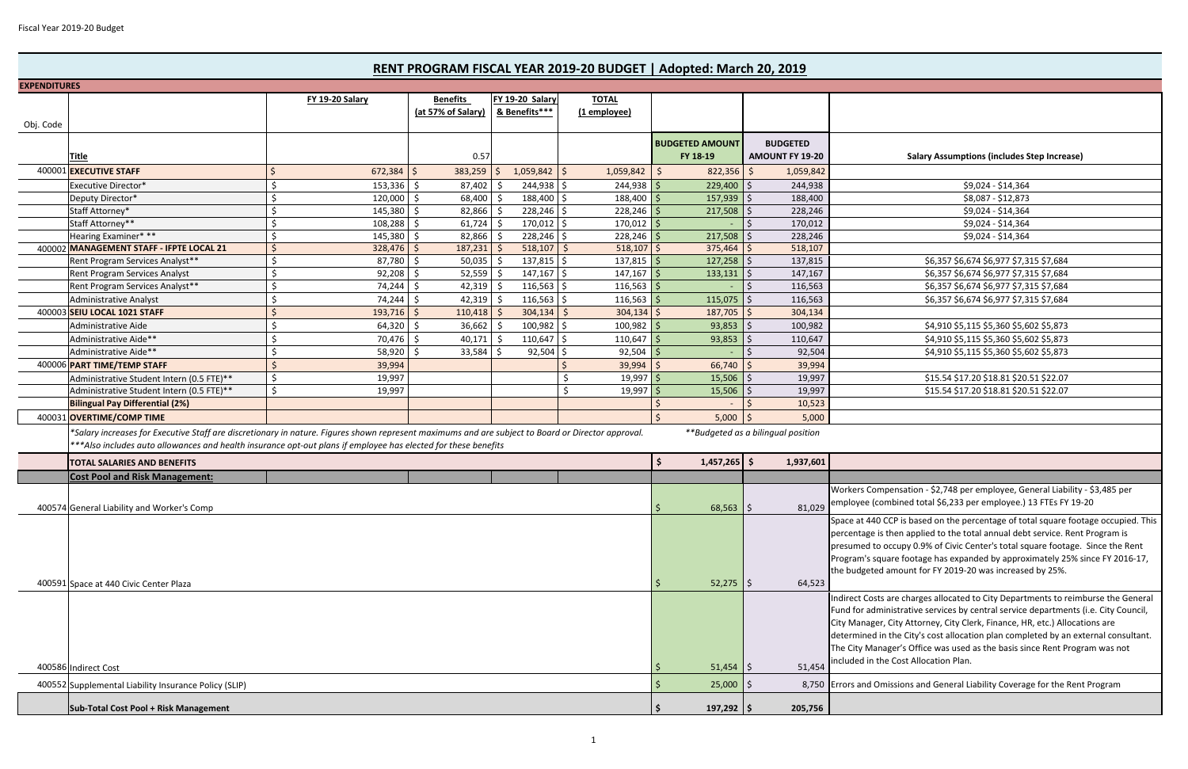Fiscal Year 2019-20 Budget

# RENT PROGRAM FISCAL YEAR 2019-20 BUDGET | Adopted: March 20, 2019

**EXPENDITURES**

| Obj. Code | Title | FY 19-20 Salary | Benefits (at 57% of Salary) 0.57 | FY 19-20 Salary & Benefits*** | TOTAL (1 employee) | BUDGETED AMOUNT FY 18-19 | BUDGETED AMOUNT FY 19-20 | Salary Assumptions (includes Step Increase) |
|---|---|---|---|---|---|---|---|---|
| 400001 | **EXECUTIVE STAFF** | $ 672,384 | $ 383,259 | $ 1,059,842 | $ 1,059,842 | $ 822,356 | $ 1,059,842 | |
| | Executive Director* | $ 153,336 | $ 87,402 | $ 244,938 | $ 244,938 | $ 229,400 | $ 244,938 | $9,024 - $14,364 |
| | Deputy Director* | $ 120,000 | $ 68,400 | $ 188,400 | $ 188,400 | $ 157,939 | $ 188,400 | $8,087 - $12,873 |
| | Staff Attorney* | $ 145,380 | $ 82,866 | $ 228,246 | $ 228,246 | $ 217,508 | $ 228,246 | $9,024 - $14,364 |
| | Staff Attorney** | $ 108,288 | $ 61,724 | $ 170,012 | $ 170,012 | $ - | $ 170,012 | $9,024 - $14,364 |
| | Hearing Examiner* ** | $ 145,380 | $ 82,866 | $ 228,246 | $ 228,246 | $ 217,508 | $ 228,246 | $9,024 - $14,364 |
| 400002 | **MANAGEMENT STAFF - IFPTE LOCAL 21** | $ 328,476 | $ 187,231 | $ 518,107 | $ 518,107 | $ 375,464 | $ 518,107 | |
| | Rent Program Services Analyst** | $ 87,780 | $ 50,035 | $ 137,815 | $ 137,815 | $ 127,258 | $ 137,815 | $6,357 $6,674 $6,977 $7,315 $7,684 |
| | Rent Program Services Analyst | $ 92,208 | $ 52,559 | $ 147,167 | $ 147,167 | $ 133,131 | $ 147,167 | $6,357 $6,674 $6,977 $7,315 $7,684 |
| | Rent Program Services Analyst** | $ 74,244 | $ 42,319 | $ 116,563 | $ 116,563 | $ - | $ 116,563 | $6,357 $6,674 $6,977 $7,315 $7,684 |
| | Administrative Analyst | $ 74,244 | $ 42,319 | $ 116,563 | $ 116,563 | $ 115,075 | $ 116,563 | $6,357 $6,674 $6,977 $7,315 $7,684 |
| 400003 | **SEIU LOCAL 1021 STAFF** | $ 193,716 | $ 110,418 | $ 304,134 | $ 304,134 | $ 187,705 | $ 304,134 | |
| | Administrative Aide | $ 64,320 | $ 36,662 | $ 100,982 | $ 100,982 | $ 93,853 | $ 100,982 | $4,910 $5,115 $5,360 $5,602 $5,873 |
| | Administrative Aide** | $ 70,476 | $ 40,171 | $ 110,647 | $ 110,647 | $ 93,853 | $ 110,647 | $4,910 $5,115 $5,360 $5,602 $5,873 |
| | Administrative Aide** | $ 58,920 | $ 33,584 | $ 92,504 | $ 92,504 | $ - | $ 92,504 | $4,910 $5,115 $5,360 $5,602 $5,873 |
| 400006 | **PART TIME/TEMP STAFF** | $ 39,994 | | | $ 39,994 | $ 66,740 | $ 39,994 | |
| | Administrative Student Intern (0.5 FTE)** | $ 19,997 | | | $ 19,997 | $ 15,506 | $ 19,997 | $15.54 $17.20 $18.81 $20.51 $22.07 |
| | Administrative Student Intern (0.5 FTE)** | $ 19,997 | | | $ 19,997 | $ 15,506 | $ 19,997 | $15.54 $17.20 $18.81 $20.51 $22.07 |
| | **Bilingual Pay Differential (2%)** | | | | | $ - | $ 10,523 | |
| 400031 | **OVERTIME/COMP TIME** | | | | | $ 5,000 | $ 5,000 | |
| | **TOTAL SALARIES AND BENEFITS** | | | | | **$ 1,457,265** | **$ 1,937,601** | |
| | **Cost Pool and Risk Management:** | | | | | | | |
| 400574 | General Liability and Worker's Comp | | | | | $ 68,563 | $ 81,029 | Workers Compensation - $2,748 per employee, General Liability - $3,485 per employee (combined total $6,233 per employee.) 13 FTEs FY 19-20 |
| 400591 | Space at 440 Civic Center Plaza | | | | | $ 52,275 | $ 64,523 | Space at 440 CCP is based on the percentage of total square footage occupied. This percentage is then applied to the total annual debt service. Rent Program is presumed to occupy 0.9% of Civic Center's total square footage. Since the Rent Program's square footage has expanded by approximately 25% since FY 2016-17, the budgeted amount for FY 2019-20 was increased by 25%. |
| 400586 | Indirect Cost | | | | | $ 51,454 | $ 51,454 | Indirect Costs are charges allocated to City Departments to reimburse the General Fund for administrative services by central service departments (i.e. City Council, City Manager, City Attorney, City Clerk, Finance, HR, etc.) Allocations are determined in the City's cost allocation plan completed by an external consultant. The City Manager's Office was used as the basis since Rent Program was not included in the Cost Allocation Plan. |
| 400552 | Supplemental Liability Insurance Policy (SLIP) | | | | | $ 25,000 | $ 8,750 | Errors and Omissions and General Liability Coverage for the Rent Program |
| | **Sub-Total Cost Pool + Risk Management** | | | | | **$ 197,292** | **$ 205,756** | |

*\*Salary increases for Executive Staff are discretionary in nature. Figures shown represent maximums and are subject to Board or Director approval.*

*\*\*\*Also includes auto allowances and health insurance opt-out plans if employee has elected for these benefits*

*\*\*Budgeted as a bilingual position*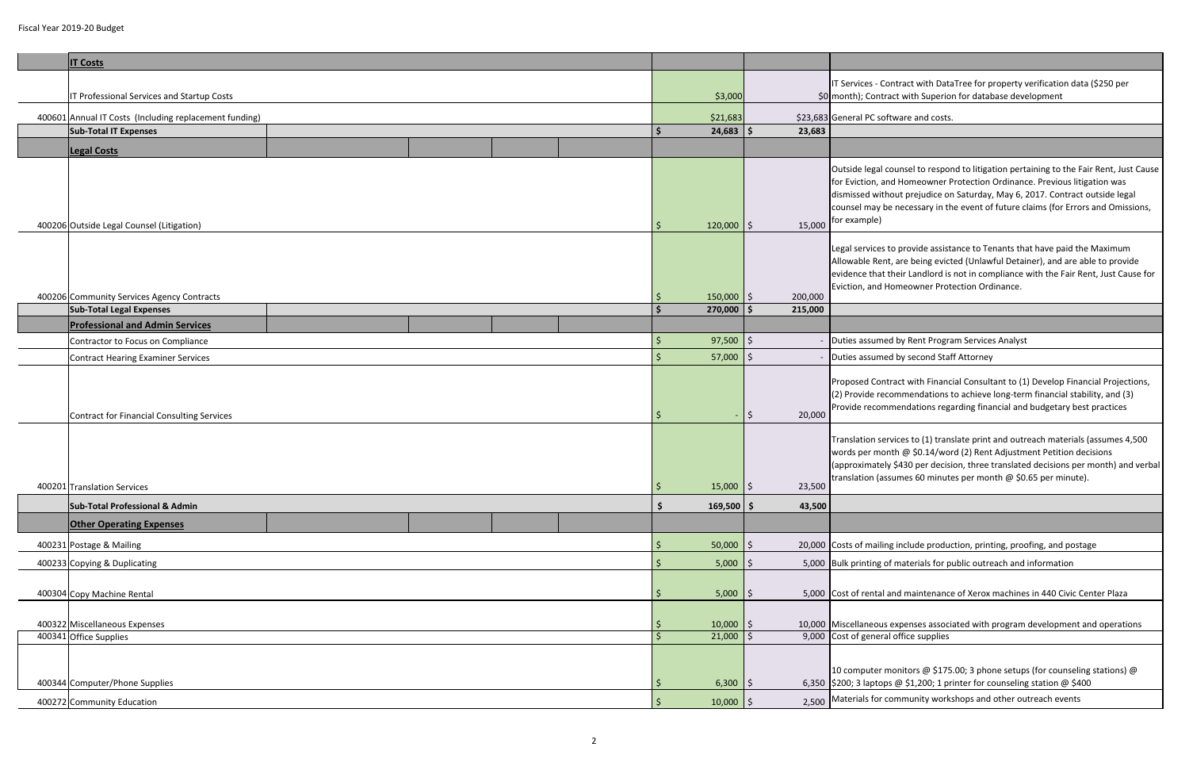Fiscal Year 2019-20 Budget

| Account | Description | Amount 1 | Amount 2 | Notes |
|---|---|---|---|---|
| | **IT Costs** | | | |
| | IT Professional Services and Startup Costs | $3,000 | $0 | IT Services - Contract with DataTree for property verification data ($250 per month); Contract with Superion for database development |
| 400601 | Annual IT Costs (Including replacement funding) | $21,683 | $23,683 | General PC software and costs. |
| | **Sub-Total IT Expenses** | **$ 24,683** | **$ 23,683** | |
| | **Legal Costs** | | | |
| 400206 | Outside Legal Counsel (Litigation) | $ 120,000 | $ 15,000 | Outside legal counsel to respond to litigation pertaining to the Fair Rent, Just Cause for Eviction, and Homeowner Protection Ordinance. Previous litigation was dismissed without prejudice on Saturday, May 6, 2017. Contract outside legal counsel may be necessary in the event of future claims (for Errors and Omissions, for example) |
| 400206 | Community Services Agency Contracts | $ 150,000 | $ 200,000 | Legal services to provide assistance to Tenants that have paid the Maximum Allowable Rent, are being evicted (Unlawful Detainer), and are able to provide evidence that their Landlord is not in compliance with the Fair Rent, Just Cause for Eviction, and Homeowner Protection Ordinance. |
| | **Sub-Total Legal Expenses** | **$ 270,000** | **$ 215,000** | |
| | **Professional and Admin Services** | | | |
| | Contractor to Focus on Compliance | $ 97,500 | $ - | Duties assumed by Rent Program Services Analyst |
| | Contract Hearing Examiner Services | $ 57,000 | $ - | Duties assumed by second Staff Attorney |
| | Contract for Financial Consulting Services | $ - | $ 20,000 | Proposed Contract with Financial Consultant to (1) Develop Financial Projections, (2) Provide recommendations to achieve long-term financial stability, and (3) Provide recommendations regarding financial and budgetary best practices |
| 400201 | Translation Services | $ 15,000 | $ 23,500 | Translation services to (1) translate print and outreach materials (assumes 4,500 words per month @ $0.14/word (2) Rent Adjustment Petition decisions (approximately $430 per decision, three translated decisions per month) and verbal translation (assumes 60 minutes per month @ $0.65 per minute). |
| | **Sub-Total Professional & Admin** | **$ 169,500** | **$ 43,500** | |
| | **Other Operating Expenses** | | | |
| 400231 | Postage & Mailing | $ 50,000 | $ 20,000 | Costs of mailing include production, printing, proofing, and postage |
| 400233 | Copying & Duplicating | $ 5,000 | $ 5,000 | Bulk printing of materials for public outreach and information |
| 400304 | Copy Machine Rental | $ 5,000 | $ 5,000 | Cost of rental and maintenance of Xerox machines in 440 Civic Center Plaza |
| 400322 | Miscellaneous Expenses | $ 10,000 | $ 10,000 | Miscellaneous expenses associated with program development and operations |
| 400341 | Office Supplies | $ 21,000 | $ 9,000 | Cost of general office supplies |
| 400344 | Computer/Phone Supplies | $ 6,300 | $ 6,350 | 10 computer monitors @ $175.00; 3 phone setups (for counseling stations) @ $200; 3 laptops @ $1,200; 1 printer for counseling station @ $400 |
| 400272 | Community Education | $ 10,000 | $ 2,500 | Materials for community workshops and other outreach events |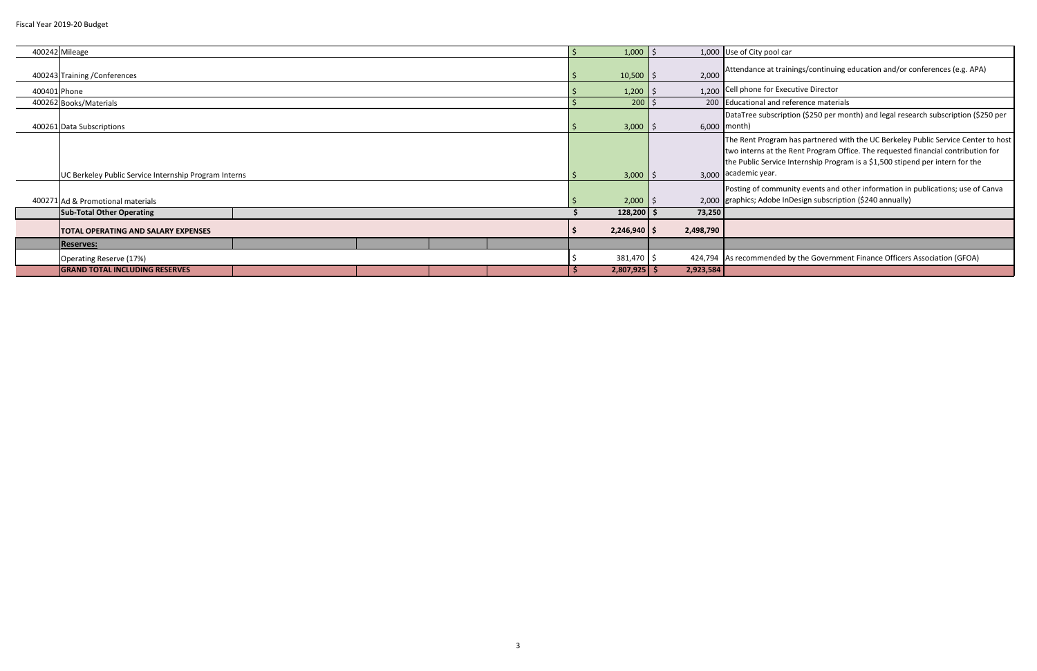Fiscal Year 2019-20 Budget

| | | | | |
|---|---|---|---|---|
| 400242 | Mileage | $ 1,000 | $ 1,000 | Use of City pool car |
| 400243 | Training /Conferences | $ 10,500 | $ 2,000 | Attendance at trainings/continuing education and/or conferences (e.g. APA) |
| 400401 | Phone | $ 1,200 | $ 1,200 | Cell phone for Executive Director |
| 400262 | Books/Materials | $ 200 | $ 200 | Educational and reference materials |
| 400261 | Data Subscriptions | $ 3,000 | $ 6,000 | DataTree subscription ($250 per month) and legal research subscription ($250 per month) |
| | UC Berkeley Public Service Internship Program Interns | $ 3,000 | $ 3,000 | The Rent Program has partnered with the UC Berkeley Public Service Center to host two interns at the Rent Program Office. The requested financial contribution for the Public Service Internship Program is a $1,500 stipend per intern for the academic year. |
| 400271 | Ad & Promotional materials | $ 2,000 | $ 2,000 | Posting of community events and other information in publications; use of Canva graphics; Adobe InDesign subscription ($240 annually) |
| | **Sub-Total Other Operating** | **$ 128,200** | **$ 73,250** | |
| | **TOTAL OPERATING AND SALARY EXPENSES** | **$ 2,246,940** | **$ 2,498,790** | |
| | **Reserves:** | | | |
| | Operating Reserve (17%) | $ 381,470 | $ 424,794 | As recommended by the Government Finance Officers Association (GFOA) |
| | **GRAND TOTAL INCLUDING RESERVES** | **$ 2,807,925** | **$ 2,923,584** | |